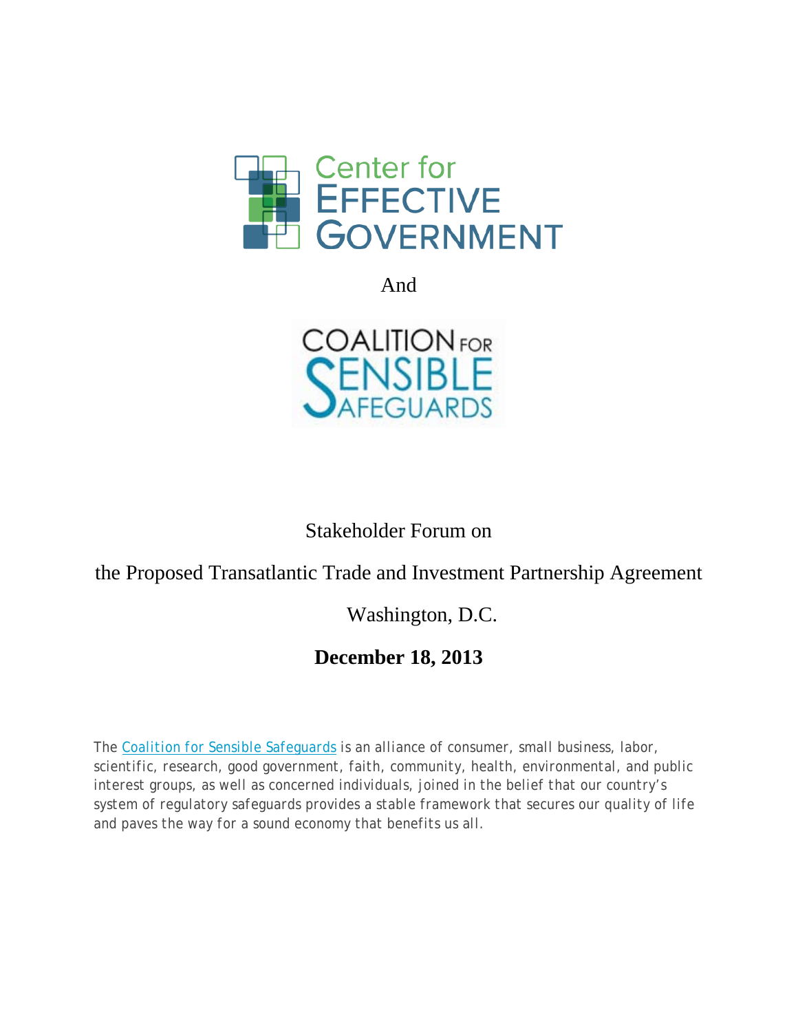Center for EFFECTIVE GOVERNMENT

And

COALITION FOR SENSIBLE SAFEGUARDS

Stakeholder Forum on

the Proposed Transatlantic Trade and Investment Partnership Agreement

Washington, D.C.

**December 18, 2013**

The Coalition for Sensible Safeguards is an alliance of consumer, small business, labor, scientific, research, good government, faith, community, health, environmental, and public interest groups, as well as concerned individuals, joined in the belief that our country's system of regulatory safeguards provides a stable framework that secures our quality of life and paves the way for a sound economy that benefits us all.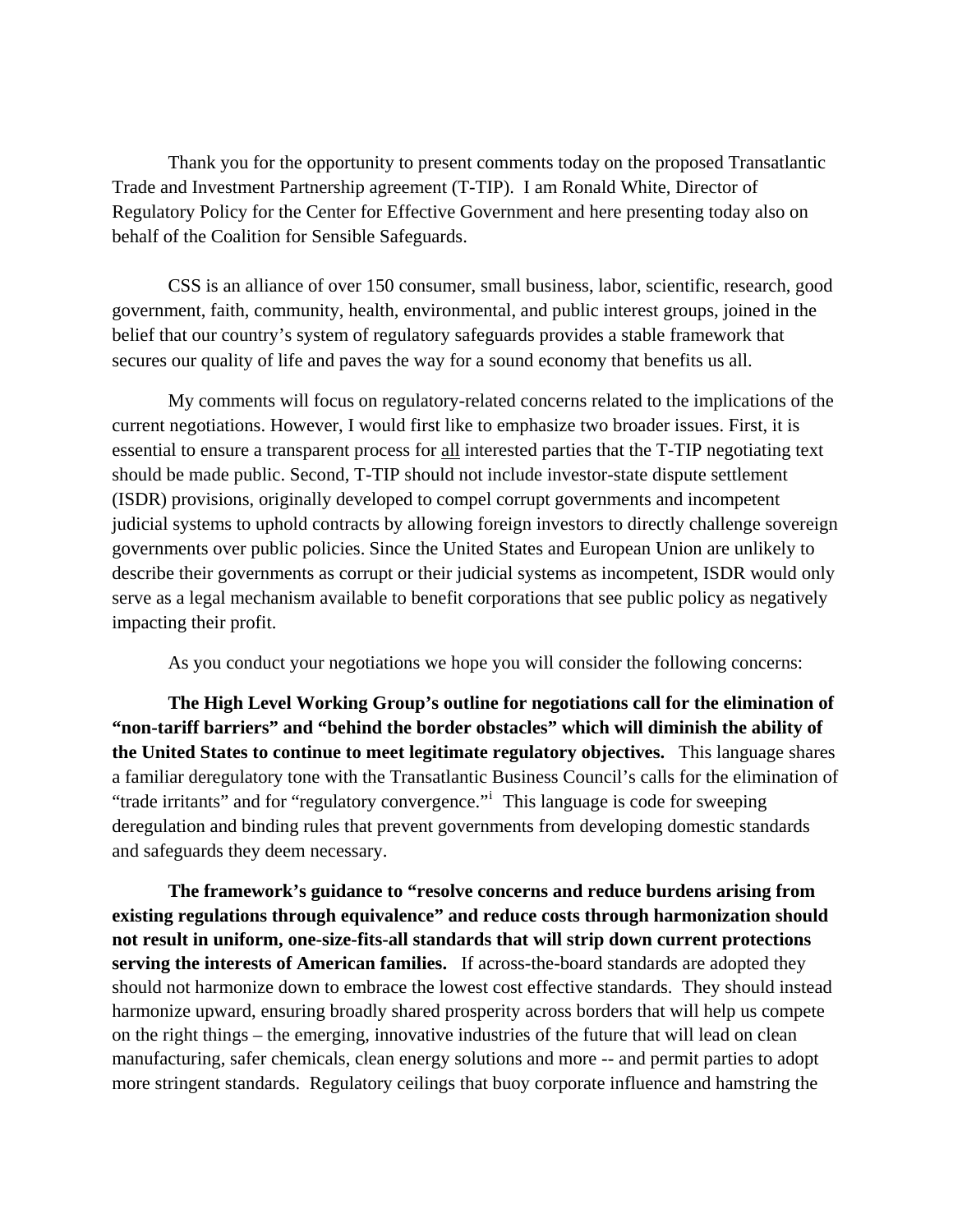Thank you for the opportunity to present comments today on the proposed Transatlantic Trade and Investment Partnership agreement (T-TIP). I am Ronald White, Director of Regulatory Policy for the Center for Effective Government and here presenting today also on behalf of the Coalition for Sensible Safeguards.

CSS is an alliance of over 150 consumer, small business, labor, scientific, research, good government, faith, community, health, environmental, and public interest groups, joined in the belief that our country's system of regulatory safeguards provides a stable framework that secures our quality of life and paves the way for a sound economy that benefits us all.

My comments will focus on regulatory-related concerns related to the implications of the current negotiations. However, I would first like to emphasize two broader issues. First, it is essential to ensure a transparent process for all interested parties that the T-TIP negotiating text should be made public. Second, T-TIP should not include investor-state dispute settlement (ISDR) provisions, originally developed to compel corrupt governments and incompetent judicial systems to uphold contracts by allowing foreign investors to directly challenge sovereign governments over public policies. Since the United States and European Union are unlikely to describe their governments as corrupt or their judicial systems as incompetent, ISDR would only serve as a legal mechanism available to benefit corporations that see public policy as negatively impacting their profit.

As you conduct your negotiations we hope you will consider the following concerns:

**The High Level Working Group's outline for negotiations call for the elimination of "non-tariff barriers" and "behind the border obstacles" which will diminish the ability of the United States to continue to meet legitimate regulatory objectives.** This language shares a familiar deregulatory tone with the Transatlantic Business Council's calls for the elimination of "trade irritants" and for "regulatory convergence."[i] This language is code for sweeping deregulation and binding rules that prevent governments from developing domestic standards and safeguards they deem necessary.

**The framework's guidance to "resolve concerns and reduce burdens arising from existing regulations through equivalence" and reduce costs through harmonization should not result in uniform, one-size-fits-all standards that will strip down current protections serving the interests of American families.** If across-the-board standards are adopted they should not harmonize down to embrace the lowest cost effective standards. They should instead harmonize upward, ensuring broadly shared prosperity across borders that will help us compete on the right things – the emerging, innovative industries of the future that will lead on clean manufacturing, safer chemicals, clean energy solutions and more -- and permit parties to adopt more stringent standards. Regulatory ceilings that buoy corporate influence and hamstring the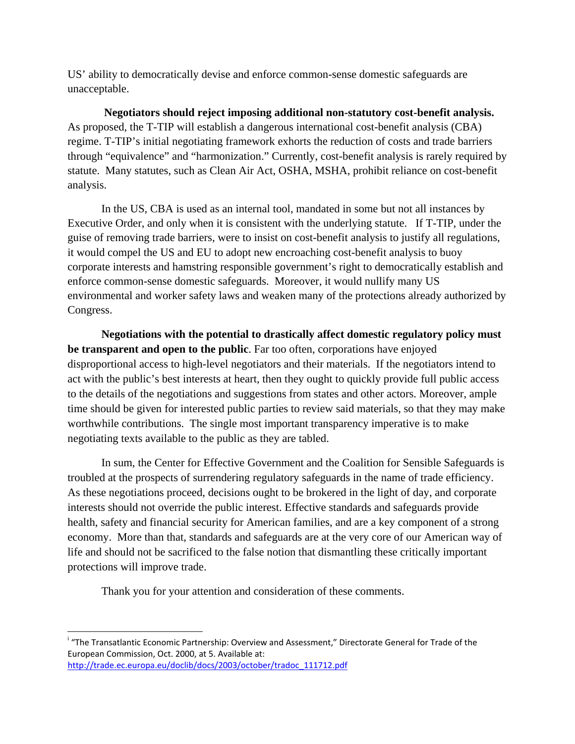US' ability to democratically devise and enforce common-sense domestic safeguards are unacceptable.

**Negotiators should reject imposing additional non-statutory cost-benefit analysis.** As proposed, the T-TIP will establish a dangerous international cost-benefit analysis (CBA) regime. T-TIP's initial negotiating framework exhorts the reduction of costs and trade barriers through "equivalence" and "harmonization." Currently, cost-benefit analysis is rarely required by statute. Many statutes, such as Clean Air Act, OSHA, MSHA, prohibit reliance on cost-benefit analysis.

In the US, CBA is used as an internal tool, mandated in some but not all instances by Executive Order, and only when it is consistent with the underlying statute. If T-TIP, under the guise of removing trade barriers, were to insist on cost-benefit analysis to justify all regulations, it would compel the US and EU to adopt new encroaching cost-benefit analysis to buoy corporate interests and hamstring responsible government's right to democratically establish and enforce common-sense domestic safeguards. Moreover, it would nullify many US environmental and worker safety laws and weaken many of the protections already authorized by Congress.

**Negotiations with the potential to drastically affect domestic regulatory policy must be transparent and open to the public**. Far too often, corporations have enjoyed disproportional access to high-level negotiators and their materials. If the negotiators intend to act with the public's best interests at heart, then they ought to quickly provide full public access to the details of the negotiations and suggestions from states and other actors. Moreover, ample time should be given for interested public parties to review said materials, so that they may make worthwhile contributions. The single most important transparency imperative is to make negotiating texts available to the public as they are tabled.

In sum, the Center for Effective Government and the Coalition for Sensible Safeguards is troubled at the prospects of surrendering regulatory safeguards in the name of trade efficiency. As these negotiations proceed, decisions ought to be brokered in the light of day, and corporate interests should not override the public interest. Effective standards and safeguards provide health, safety and financial security for American families, and are a key component of a strong economy. More than that, standards and safeguards are at the very core of our American way of life and should not be sacrificed to the false notion that dismantling these critically important protections will improve trade.

Thank you for your attention and consideration of these comments.

---

[i] "The Transatlantic Economic Partnership: Overview and Assessment," Directorate General for Trade of the European Commission, Oct. 2000, at 5. Available at: http://trade.ec.europa.eu/doclib/docs/2003/october/tradoc_111712.pdf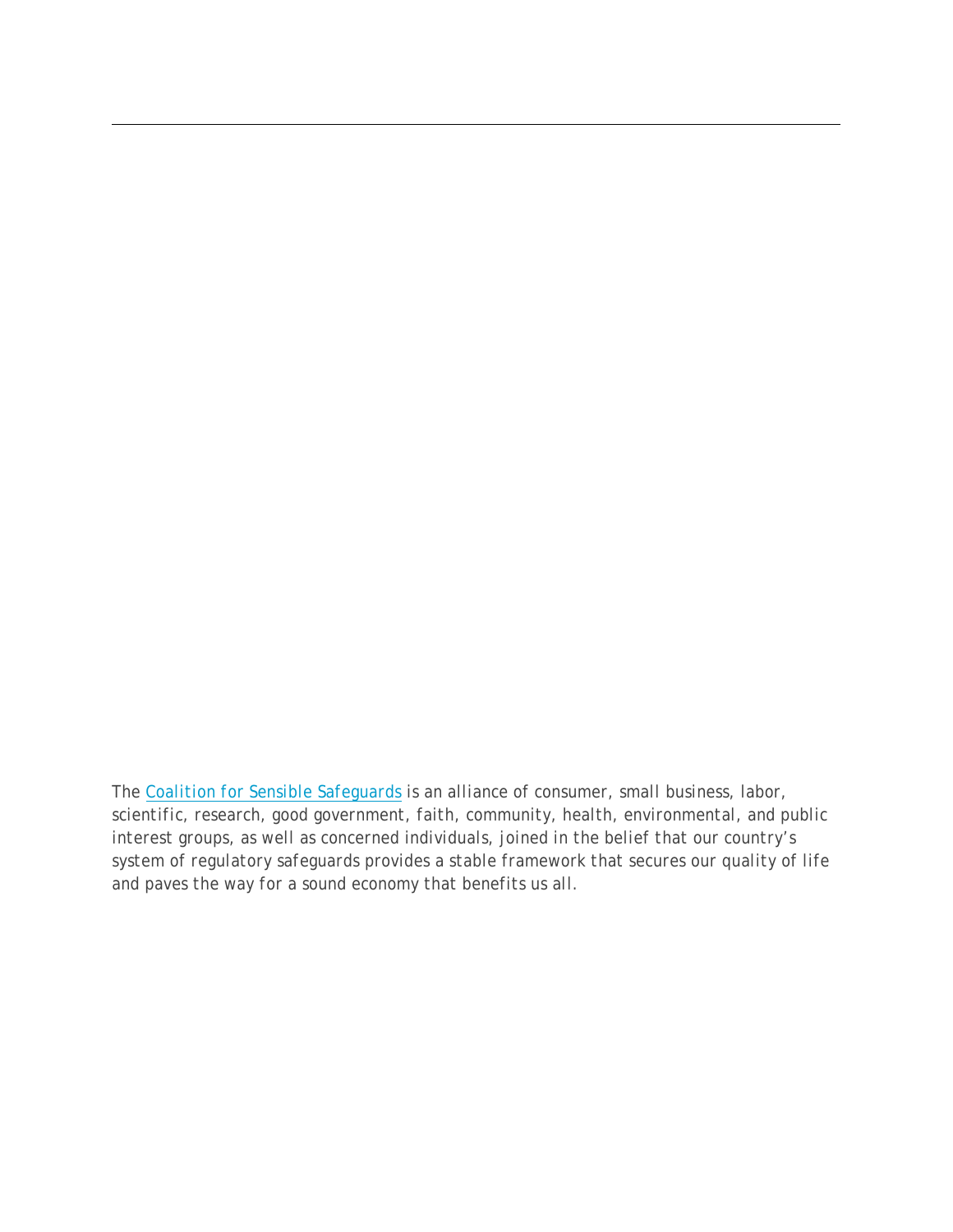---

The [Coalition for Sensible Safeguards] is an alliance of consumer, small business, labor, scientific, research, good government, faith, community, health, environmental, and public interest groups, as well as concerned individuals, joined in the belief that our country's system of regulatory safeguards provides a stable framework that secures our quality of life and paves the way for a sound economy that benefits us all.